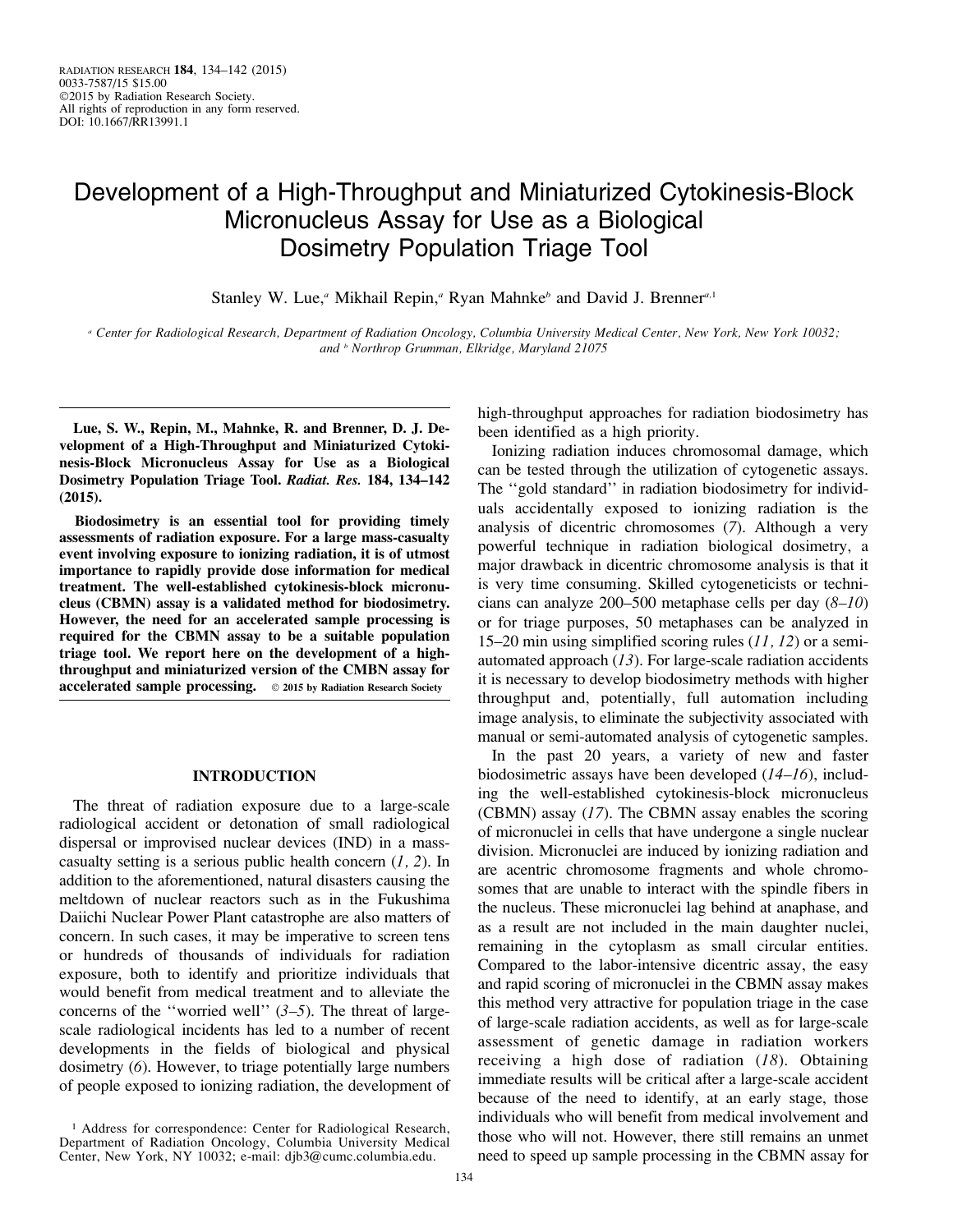# Development of a High-Throughput and Miniaturized Cytokinesis-Block Micronucleus Assay for Use as a Biological Dosimetry Population Triage Tool

Stanley W. Lue,[a] Mikhail Repin,[a] Ryan Mahnke[b] and David J. Brenner[a,1]

[a] *Center for Radiological Research, Department of Radiation Oncology, Columbia University Medical Center, New York, New York 10032; and* [b] *Northrop Grumman, Elkridge, Maryland 21075*

**Lue, S. W., Repin, M., Mahnke, R. and Brenner, D. J. Development of a High-Throughput and Miniaturized Cytokinesis-Block Micronucleus Assay for Use as a Biological Dosimetry Population Triage Tool. *Radiat. Res.* 184, 134–142 (2015).**

**Biodosimetry is an essential tool for providing timely assessments of radiation exposure. For a large mass-casualty event involving exposure to ionizing radiation, it is of utmost importance to rapidly provide dose information for medical treatment. The well-established cytokinesis-block micronucleus (CBMN) assay is a validated method for biodosimetry. However, the need for an accelerated sample processing is required for the CBMN assay to be a suitable population triage tool. We report here on the development of a high-throughput and miniaturized version of the CMBN assay for accelerated sample processing.** © **2015 by Radiation Research Society**

## INTRODUCTION

The threat of radiation exposure due to a large-scale radiological accident or detonation of small radiological dispersal or improvised nuclear devices (IND) in a mass-casualty setting is a serious public health concern (*1, 2*). In addition to the aforementioned, natural disasters causing the meltdown of nuclear reactors such as in the Fukushima Daiichi Nuclear Power Plant catastrophe are also matters of concern. In such cases, it may be imperative to screen tens or hundreds of thousands of individuals for radiation exposure, both to identify and prioritize individuals that would benefit from medical treatment and to alleviate the concerns of the ''worried well'' (*3–5*). The threat of large-scale radiological incidents has led to a number of recent developments in the fields of biological and physical dosimetry (*6*). However, to triage potentially large numbers of people exposed to ionizing radiation, the development of high-throughput approaches for radiation biodosimetry has been identified as a high priority.

Ionizing radiation induces chromosomal damage, which can be tested through the utilization of cytogenetic assays. The ''gold standard'' in radiation biodosimetry for individuals accidentally exposed to ionizing radiation is the analysis of dicentric chromosomes (*7*). Although a very powerful technique in radiation biological dosimetry, a major drawback in dicentric chromosome analysis is that it is very time consuming. Skilled cytogeneticists or technicians can analyze 200–500 metaphase cells per day (*8–10*) or for triage purposes, 50 metaphases can be analyzed in 15–20 min using simplified scoring rules (*11, 12*) or a semi-automated approach (*13*). For large-scale radiation accidents it is necessary to develop biodosimetry methods with higher throughput and, potentially, full automation including image analysis, to eliminate the subjectivity associated with manual or semi-automated analysis of cytogenetic samples.

In the past 20 years, a variety of new and faster biodosimetric assays have been developed (*14–16*), including the well-established cytokinesis-block micronucleus (CBMN) assay (*17*). The CBMN assay enables the scoring of micronuclei in cells that have undergone a single nuclear division. Micronuclei are induced by ionizing radiation and are acentric chromosome fragments and whole chromosomes that are unable to interact with the spindle fibers in the nucleus. These micronuclei lag behind at anaphase, and as a result are not included in the main daughter nuclei, remaining in the cytoplasm as small circular entities. Compared to the labor-intensive dicentric assay, the easy and rapid scoring of micronuclei in the CBMN assay makes this method very attractive for population triage in the case of large-scale radiation accidents, as well as for large-scale assessment of genetic damage in radiation workers receiving a high dose of radiation (*18*). Obtaining immediate results will be critical after a large-scale accident because of the need to identify, at an early stage, those individuals who will benefit from medical involvement and those who will not. However, there still remains an unmet need to speed up sample processing in the CBMN assay for

[1] Address for correspondence: Center for Radiological Research, Department of Radiation Oncology, Columbia University Medical Center, New York, NY 10032; e-mail: djb3@cumc.columbia.edu.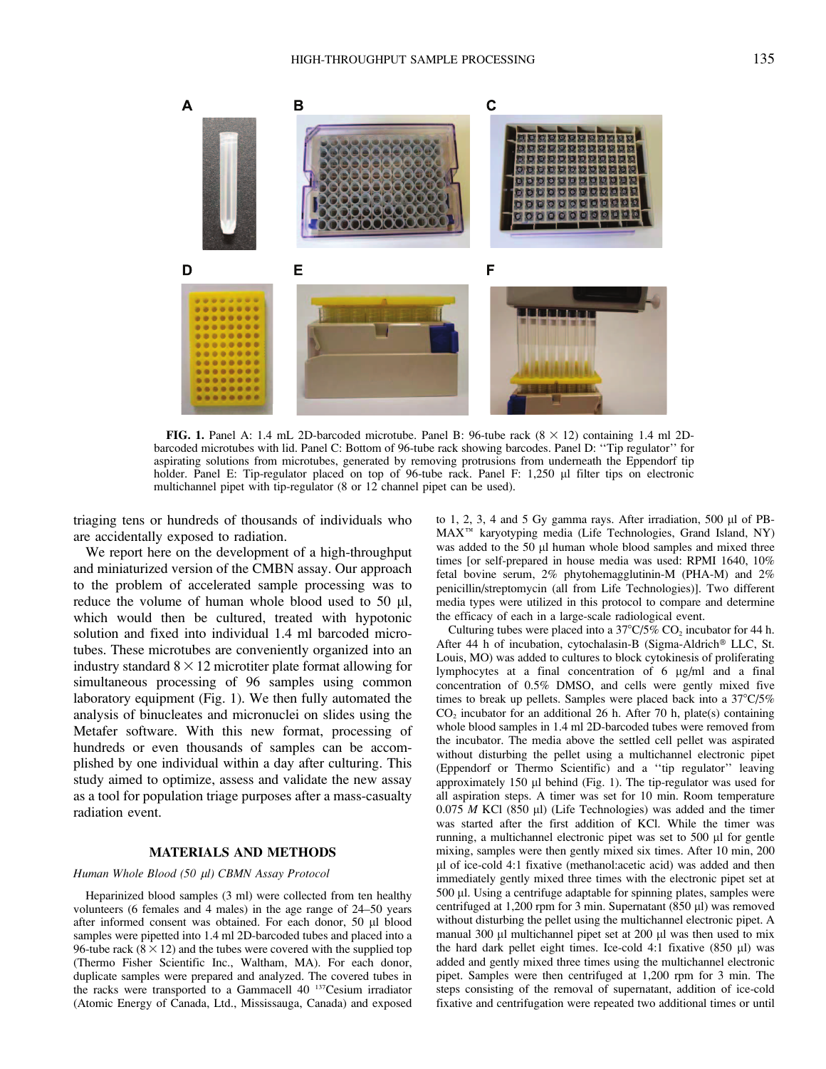**FIG. 1.** Panel A: 1.4 mL 2D-barcoded microtube. Panel B: 96-tube rack (8 × 12) containing 1.4 ml 2D-barcoded microtubes with lid. Panel C: Bottom of 96-tube rack showing barcodes. Panel D: ''Tip regulator'' for aspirating solutions from microtubes, generated by removing protrusions from underneath the Eppendorf tip holder. Panel E: Tip-regulator placed on top of 96-tube rack. Panel F: 1,250 µl filter tips on electronic multichannel pipet with tip-regulator (8 or 12 channel pipet can be used).

triaging tens or hundreds of thousands of individuals who are accidentally exposed to radiation.

We report here on the development of a high-throughput and miniaturized version of the CMBN assay. Our approach to the problem of accelerated sample processing was to reduce the volume of human whole blood used to 50 µl, which would then be cultured, treated with hypotonic solution and fixed into individual 1.4 ml barcoded microtubes. These microtubes are conveniently organized into an industry standard 8 × 12 microtiter plate format allowing for simultaneous processing of 96 samples using common laboratory equipment (Fig. 1). We then fully automated the analysis of binucleates and micronuclei on slides using the Metafer software. With this new format, processing of hundreds or even thousands of samples can be accomplished by one individual within a day after culturing. This study aimed to optimize, assess and validate the new assay as a tool for population triage purposes after a mass-casualty radiation event.

## MATERIALS AND METHODS

### *Human Whole Blood (50 µl) CBMN Assay Protocol*

Heparinized blood samples (3 ml) were collected from ten healthy volunteers (6 females and 4 males) in the age range of 24–50 years after informed consent was obtained. For each donor, 50 µl blood samples were pipetted into 1.4 ml 2D-barcoded tubes and placed into a 96-tube rack (8 × 12) and the tubes were covered with the supplied top (Thermo Fisher Scientific Inc., Waltham, MA). For each donor, duplicate samples were prepared and analyzed. The covered tubes in the racks were transported to a Gammacell 40 $^{137}$Cesium irradiator (Atomic Energy of Canada, Ltd., Mississauga, Canada) and exposed to 1, 2, 3, 4 and 5 Gy gamma rays. After irradiation, 500 µl of PB-MAX™ karyotyping media (Life Technologies, Grand Island, NY) was added to the 50 µl human whole blood samples and mixed three times [or self-prepared in house media was used: RPMI 1640, 10% fetal bovine serum, 2% phytohemagglutinin-M (PHA-M) and 2% penicillin/streptomycin (all from Life Technologies)]. Two different media types were utilized in this protocol to compare and determine the efficacy of each in a large-scale radiological event.

Culturing tubes were placed into a 37°C/5% $CO_2$ incubator for 44 h. After 44 h of incubation, cytochalasin-B (Sigma-Aldrich® LLC, St. Louis, MO) was added to cultures to block cytokinesis of proliferating lymphocytes at a final concentration of 6 µg/ml and a final concentration of 0.5% DMSO, and cells were gently mixed five times to break up pellets. Samples were placed back into a 37°C/5% $CO_2$ incubator for an additional 26 h. After 70 h, plate(s) containing whole blood samples in 1.4 ml 2D-barcoded tubes were removed from the incubator. The media above the settled cell pellet was aspirated without disturbing the pellet using a multichannel electronic pipet (Eppendorf or Thermo Scientific) and a ''tip regulator'' leaving approximately 150 µl behind (Fig. 1). The tip-regulator was used for all aspiration steps. A timer was set for 10 min. Room temperature 0.075 *M* KCl (850 µl) (Life Technologies) was added and the timer was started after the first addition of KCl. While the timer was running, a multichannel electronic pipet was set to 500 µl for gentle mixing, samples were then gently mixed six times. After 10 min, 200 µl of ice-cold 4:1 fixative (methanol:acetic acid) was added and then immediately gently mixed three times with the electronic pipet set at 500 µl. Using a centrifuge adaptable for spinning plates, samples were centrifuged at 1,200 rpm for 3 min. Supernatant (850 µl) was removed without disturbing the pellet using the multichannel electronic pipet. A manual 300 µl multichannel pipet set at 200 µl was then used to mix the hard dark pellet eight times. Ice-cold 4:1 fixative (850 µl) was added and gently mixed three times using the multichannel electronic pipet. Samples were then centrifuged at 1,200 rpm for 3 min. The steps consisting of the removal of supernatant, addition of ice-cold fixative and centrifugation were repeated two additional times or until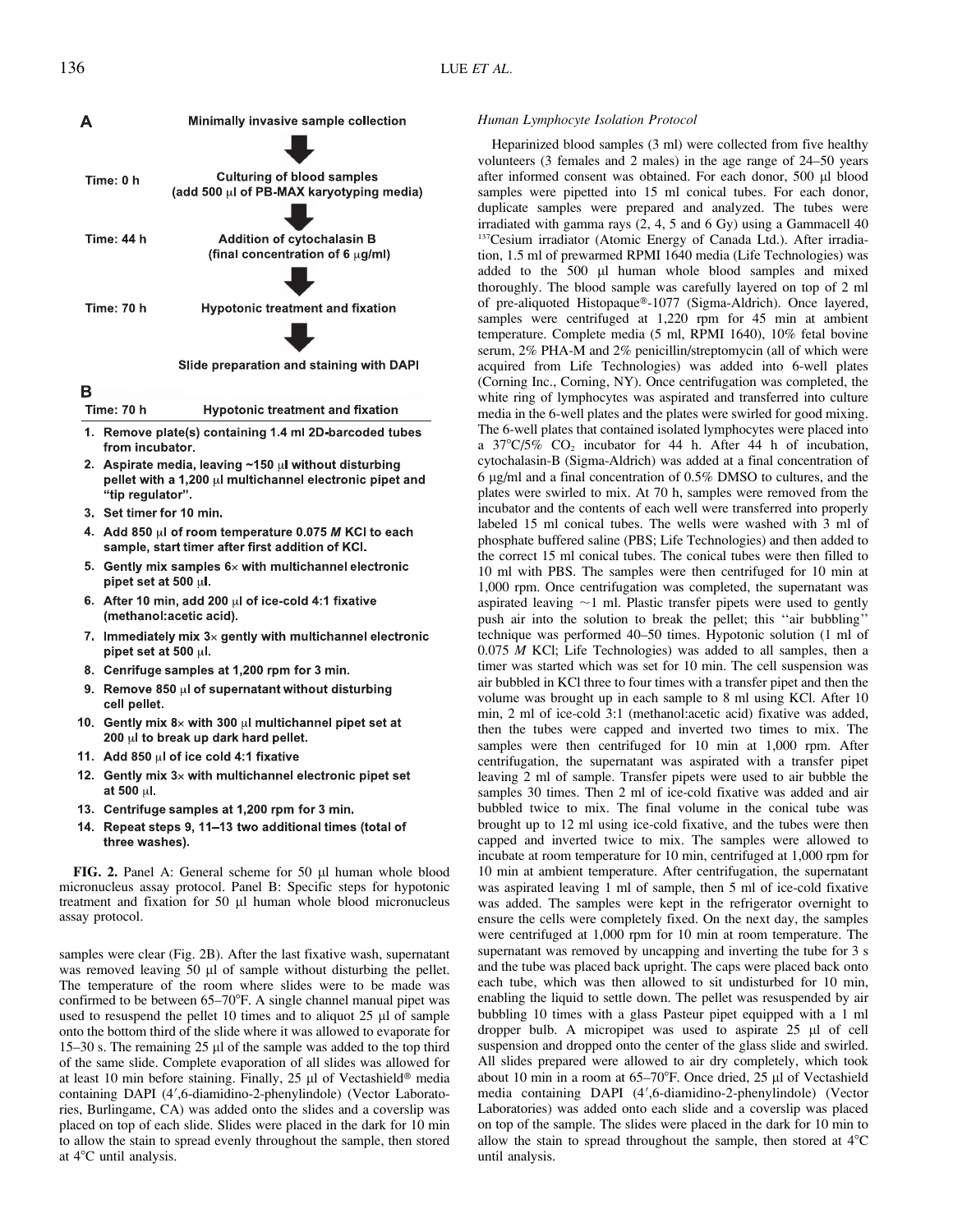**A**

Minimally invasive sample collection

Time: 0 h — Culturing of blood samples (add 500 μl of PB-MAX karyotyping media)

Time: 44 h — Addition of cytochalasin B (final concentration of 6 μg/ml)

Time: 70 h — Hypotonic treatment and fixation

Slide preparation and staining with DAPI

**B**

**Time: 70 h — Hypotonic treatment and fixation**

1. Remove plate(s) containing 1.4 ml 2D-barcoded tubes from incubator.
2. Aspirate media, leaving ~150 μl without disturbing pellet with a 1,200 μl multichannel electronic pipet and "tip regulator".
3. Set timer for 10 min.
4. Add 850 μl of room temperature 0.075 *M* KCl to each sample, start timer after first addition of KCl.
5. Gently mix samples 6× with multichannel electronic pipet set at 500 μl.
6. After 10 min, add 200 μl of ice-cold 4:1 fixative (methanol:acetic acid).
7. Immediately mix 3× gently with multichannel electronic pipet set at 500 μl.
8. Cenrifuge samples at 1,200 rpm for 3 min.
9. Remove 850 μl of supernatant without disturbing cell pellet.
10. Gently mix 8× with 300 μl multichannel pipet set at 200 μl to break up dark hard pellet.
11. Add 850 μl of ice cold 4:1 fixative
12. Gently mix 3× with multichannel electronic pipet set at 500 μl.
13. Centrifuge samples at 1,200 rpm for 3 min.
14. Repeat steps 9, 11–13 two additional times (total of three washes).

**FIG. 2.** Panel A: General scheme for 50 μl human whole blood micronucleus assay protocol. Panel B: Specific steps for hypotonic treatment and fixation for 50 μl human whole blood micronucleus assay protocol.

samples were clear (Fig. 2B). After the last fixative wash, supernatant was removed leaving 50 μl of sample without disturbing the pellet. The temperature of the room where slides were to be made was confirmed to be between 65–70°F. A single channel manual pipet was used to resuspend the pellet 10 times and to aliquot 25 μl of sample onto the bottom third of the slide where it was allowed to evaporate for 15–30 s. The remaining 25 μl of the sample was added to the top third of the same slide. Complete evaporation of all slides was allowed for at least 10 min before staining. Finally, 25 μl of Vectashield® media containing DAPI (4′,6-diamidino-2-phenylindole) (Vector Laboratories, Burlingame, CA) was added onto the slides and a coverslip was placed on top of each slide. Slides were placed in the dark for 10 min to allow the stain to spread evenly throughout the sample, then stored at 4°C until analysis.

### *Human Lymphocyte Isolation Protocol*

Heparinized blood samples (3 ml) were collected from five healthy volunteers (3 females and 2 males) in the age range of 24–50 years after informed consent was obtained. For each donor, 500 μl blood samples were pipetted into 15 ml conical tubes. For each donor, duplicate samples were prepared and analyzed. The tubes were irradiated with gamma rays (2, 4, 5 and 6 Gy) using a Gammacell 40 $^{137}$Cesium irradiator (Atomic Energy of Canada Ltd.). After irradiation, 1.5 ml of prewarmed RPMI 1640 media (Life Technologies) was added to the 500 μl human whole blood samples and mixed thoroughly. The blood sample was carefully layered on top of 2 ml of pre-aliquoted Histopaque®-1077 (Sigma-Aldrich). Once layered, samples were centrifuged at 1,220 rpm for 45 min at ambient temperature. Complete media (5 ml, RPMI 1640), 10% fetal bovine serum, 2% PHA-M and 2% penicillin/streptomycin (all of which were acquired from Life Technologies) was added into 6-well plates (Corning Inc., Corning, NY). Once centrifugation was completed, the white ring of lymphocytes was aspirated and transferred into culture media in the 6-well plates and the plates were swirled for good mixing. The 6-well plates that contained isolated lymphocytes were placed into a 37°C/5% $CO_2$ incubator for 44 h. After 44 h of incubation, cytochalasin-B (Sigma-Aldrich) was added at a final concentration of 6 μg/ml and a final concentration of 0.5% DMSO to cultures, and the plates were swirled to mix. At 70 h, samples were removed from the incubator and the contents of each well were transferred into properly labeled 15 ml conical tubes. The wells were washed with 3 ml of phosphate buffered saline (PBS; Life Technologies) and then added to the correct 15 ml conical tubes. The conical tubes were then filled to 10 ml with PBS. The samples were then centrifuged for 10 min at 1,000 rpm. Once centrifugation was completed, the supernatant was aspirated leaving ~1 ml. Plastic transfer pipets were used to gently push air into the solution to break the pellet; this ''air bubbling'' technique was performed 40–50 times. Hypotonic solution (1 ml of 0.075 *M* KCl; Life Technologies) was added to all samples, then a timer was started which was set for 10 min. The cell suspension was air bubbled in KCl three to four times with a transfer pipet and then the volume was brought up in each sample to 8 ml using KCl. After 10 min, 2 ml of ice-cold 3:1 (methanol:acetic acid) fixative was added, then the tubes were capped and inverted two times to mix. The samples were then centrifuged for 10 min at 1,000 rpm. After centrifugation, the supernatant was aspirated with a transfer pipet leaving 2 ml of sample. Transfer pipets were used to air bubble the samples 30 times. Then 2 ml of ice-cold fixative was added and air bubbled twice to mix. The final volume in the conical tube was brought up to 12 ml using ice-cold fixative, and the tubes were then capped and inverted twice to mix. The samples were allowed to incubate at room temperature for 10 min, centrifuged at 1,000 rpm for 10 min at ambient temperature. After centrifugation, the supernatant was aspirated leaving 1 ml of sample, then 5 ml of ice-cold fixative was added. The samples were kept in the refrigerator overnight to ensure the cells were completely fixed. On the next day, the samples were centrifuged at 1,000 rpm for 10 min at room temperature. The supernatant was removed by uncapping and inverting the tube for 3 s and the tube was placed back upright. The caps were placed back onto each tube, which was then allowed to sit undisturbed for 10 min, enabling the liquid to settle down. The pellet was resuspended by air bubbling 10 times with a glass Pasteur pipet equipped with a 1 ml dropper bulb. A micropipet was used to aspirate 25 μl of cell suspension and dropped onto the center of the glass slide and swirled. All slides prepared were allowed to air dry completely, which took about 10 min in a room at 65–70°F. Once dried, 25 μl of Vectashield media containing DAPI (4′,6-diamidino-2-phenylindole) (Vector Laboratories) was added onto each slide and a coverslip was placed on top of the sample. The slides were placed in the dark for 10 min to allow the stain to spread throughout the sample, then stored at 4°C until analysis.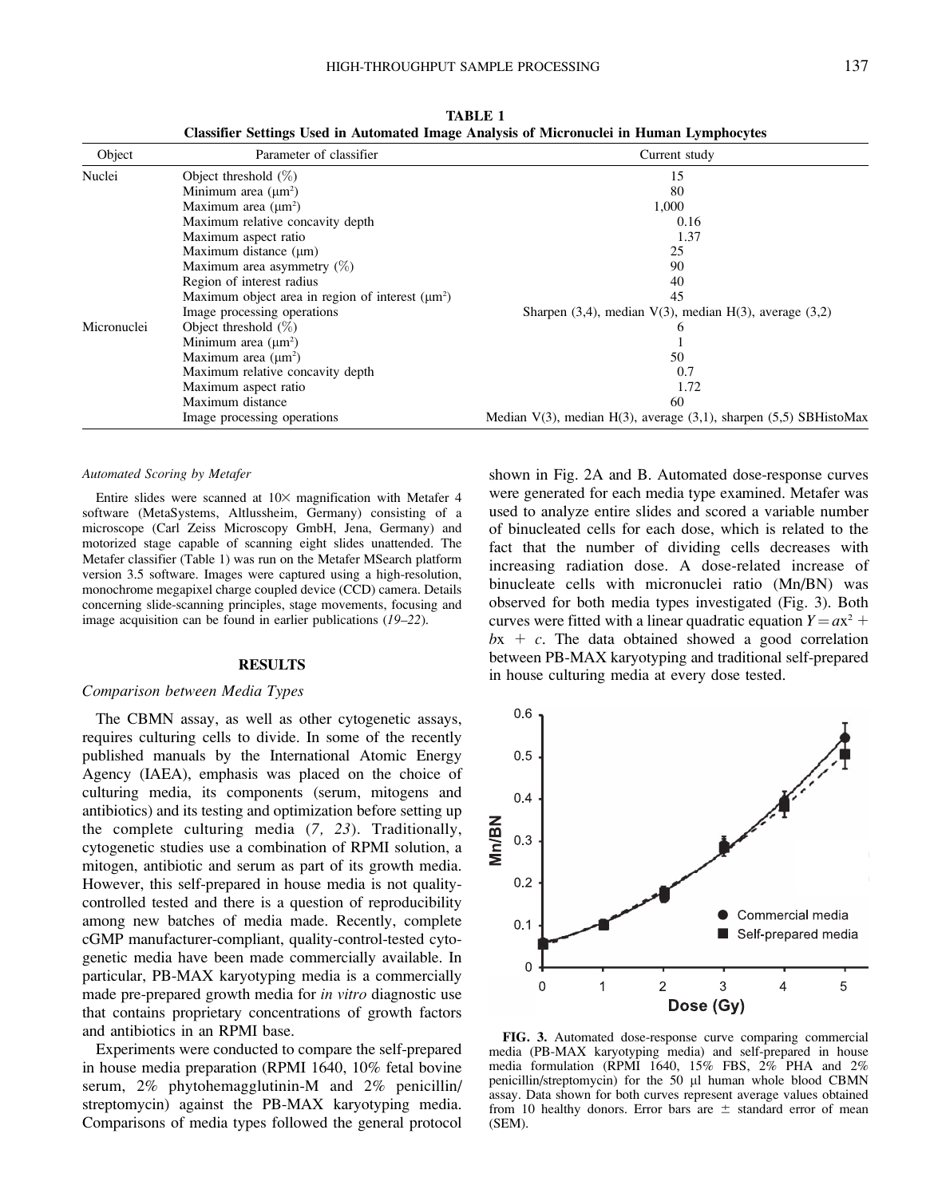**TABLE 1**
**Classifier Settings Used in Automated Image Analysis of Micronuclei in Human Lymphocytes**

| Object | Parameter of classifier | Current study |
|---|---|---|
| Nuclei | Object threshold (%) | 15 |
| | Minimum area (μm²) | 80 |
| | Maximum area (μm²) | 1,000 |
| | Maximum relative concavity depth | 0.16 |
| | Maximum aspect ratio | 1.37 |
| | Maximum distance (μm) | 25 |
| | Maximum area asymmetry (%) | 90 |
| | Region of interest radius | 40 |
| | Maximum object area in region of interest (μm²) | 45 |
| | Image processing operations | Sharpen (3,4), median V(3), median H(3), average (3,2) |
| Micronuclei | Object threshold (%) | 6 |
| | Minimum area (μm²) | 1 |
| | Maximum area (μm²) | 50 |
| | Maximum relative concavity depth | 0.7 |
| | Maximum aspect ratio | 1.72 |
| | Maximum distance | 60 |
| | Image processing operations | Median V(3), median H(3), average (3,1), sharpen (5,5) SBHistoMax |

### *Automated Scoring by Metafer*

Entire slides were scanned at 10× magnification with Metafer 4 software (MetaSystems, Altlussheim, Germany) consisting of a microscope (Carl Zeiss Microscopy GmbH, Jena, Germany) and motorized stage capable of scanning eight slides unattended. The Metafer classifier (Table 1) was run on the Metafer MSearch platform version 3.5 software. Images were captured using a high-resolution, monochrome megapixel charge coupled device (CCD) camera. Details concerning slide-scanning principles, stage movements, focusing and image acquisition can be found in earlier publications (*19–22*).

## RESULTS

### *Comparison between Media Types*

The CBMN assay, as well as other cytogenetic assays, requires culturing cells to divide. In some of the recently published manuals by the International Atomic Energy Agency (IAEA), emphasis was placed on the choice of culturing media, its components (serum, mitogens and antibiotics) and its testing and optimization before setting up the complete culturing media (*7, 23*). Traditionally, cytogenetic studies use a combination of RPMI solution, a mitogen, antibiotic and serum as part of its growth media. However, this self-prepared in house media is not quality-controlled tested and there is a question of reproducibility among new batches of media made. Recently, complete cGMP manufacturer-compliant, quality-control-tested cytogenetic media have been made commercially available. In particular, PB-MAX karyotyping media is a commercially made pre-prepared growth media for *in vitro* diagnostic use that contains proprietary concentrations of growth factors and antibiotics in an RPMI base.

Experiments were conducted to compare the self-prepared in house media preparation (RPMI 1640, 10% fetal bovine serum, 2% phytohemagglutinin-M and 2% penicillin/streptomycin) against the PB-MAX karyotyping media. Comparisons of media types followed the general protocol shown in Fig. 2A and B. Automated dose-response curves were generated for each media type examined. Metafer was used to analyze entire slides and scored a variable number of binucleated cells for each dose, which is related to the fact that the number of dividing cells decreases with increasing radiation dose. A dose-related increase of binucleate cells with micronuclei ratio (Mn/BN) was observed for both media types investigated (Fig. 3). Both curves were fitted with a linear quadratic equation $Y = ax^2 + bx + c$. The data obtained showed a good correlation between PB-MAX karyotyping and traditional self-prepared in house culturing media at every dose tested.

**FIG. 3.** Automated dose-response curve comparing commercial media (PB-MAX karyotyping media) and self-prepared in house media formulation (RPMI 1640, 15% FBS, 2% PHA and 2% penicillin/streptomycin) for the 50 μl human whole blood CBMN assay. Data shown for both curves represent average values obtained from 10 healthy donors. Error bars are ± standard error of mean (SEM).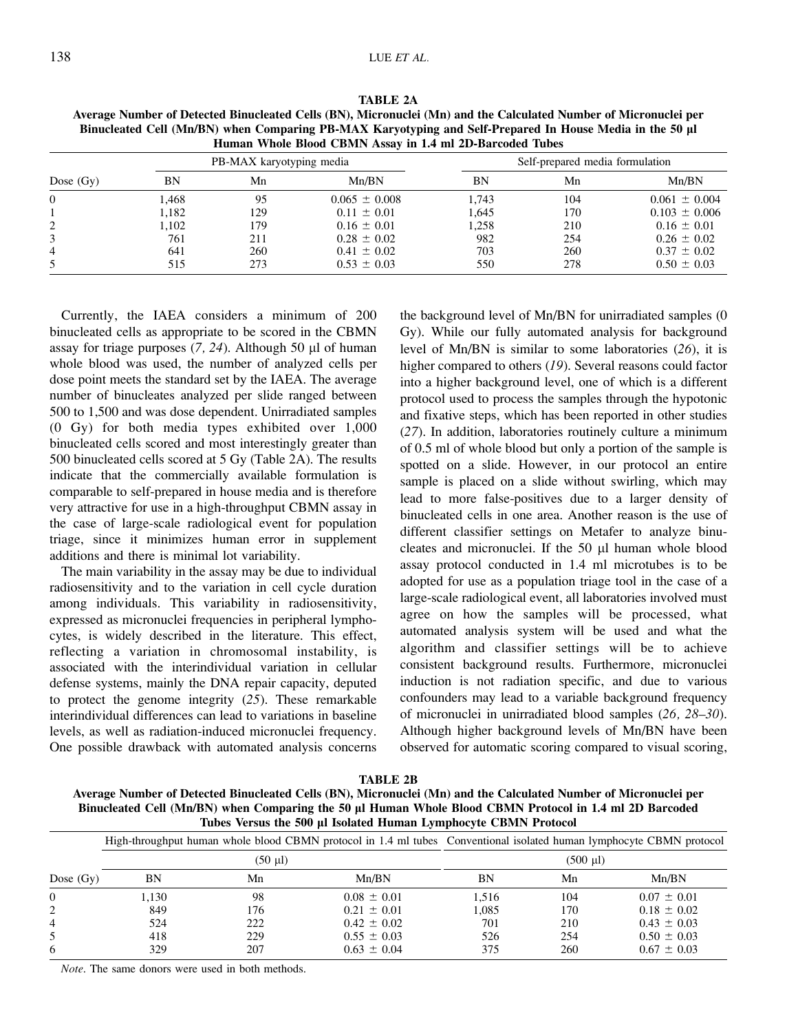**TABLE 2A**
**Average Number of Detected Binucleated Cells (BN), Micronuclei (Mn) and the Calculated Number of Micronuclei per Binucleated Cell (Mn/BN) when Comparing PB-MAX Karyotyping and Self-Prepared In House Media in the 50 μl Human Whole Blood CBMN Assay in 1.4 ml 2D-Barcoded Tubes**

| | PB-MAX karyotyping media | | | Self-prepared media formulation | | |
|---|---|---|---|---|---|---|
| Dose (Gy) | BN | Mn | Mn/BN | BN | Mn | Mn/BN |
| 0 | 1,468 | 95 | 0.065 ± 0.008 | 1,743 | 104 | 0.061 ± 0.004 |
| 1 | 1,182 | 129 | 0.11 ± 0.01 | 1,645 | 170 | 0.103 ± 0.006 |
| 2 | 1,102 | 179 | 0.16 ± 0.01 | 1,258 | 210 | 0.16 ± 0.01 |
| 3 | 761 | 211 | 0.28 ± 0.02 | 982 | 254 | 0.26 ± 0.02 |
| 4 | 641 | 260 | 0.41 ± 0.02 | 703 | 260 | 0.37 ± 0.02 |
| 5 | 515 | 273 | 0.53 ± 0.03 | 550 | 278 | 0.50 ± 0.03 |

Currently, the IAEA considers a minimum of 200 binucleated cells as appropriate to be scored in the CBMN assay for triage purposes (*7, 24*). Although 50 μl of human whole blood was used, the number of analyzed cells per dose point meets the standard set by the IAEA. The average number of binucleates analyzed per slide ranged between 500 to 1,500 and was dose dependent. Unirradiated samples (0 Gy) for both media types exhibited over 1,000 binucleated cells scored and most interestingly greater than 500 binucleated cells scored at 5 Gy (Table 2A). The results indicate that the commercially available formulation is comparable to self-prepared in house media and is therefore very attractive for use in a high-throughput CBMN assay in the case of large-scale radiological event for population triage, since it minimizes human error in supplement additions and there is minimal lot variability.

The main variability in the assay may be due to individual radiosensitivity and to the variation in cell cycle duration among individuals. This variability in radiosensitivity, expressed as micronuclei frequencies in peripheral lymphocytes, is widely described in the literature. This effect, reflecting a variation in chromosomal instability, is associated with the interindividual variation in cellular defense systems, mainly the DNA repair capacity, deputed to protect the genome integrity (*25*). These remarkable interindividual differences can lead to variations in baseline levels, as well as radiation-induced micronuclei frequency. One possible drawback with automated analysis concerns the background level of Mn/BN for unirradiated samples (0 Gy). While our fully automated analysis for background level of Mn/BN is similar to some laboratories (*26*), it is higher compared to others (*19*). Several reasons could factor into a higher background level, one of which is a different protocol used to process the samples through the hypotonic and fixative steps, which has been reported in other studies (*27*). In addition, laboratories routinely culture a minimum of 0.5 ml of whole blood but only a portion of the sample is spotted on a slide. However, in our protocol an entire sample is placed on a slide without swirling, which may lead to more false-positives due to a larger density of binucleated cells in one area. Another reason is the use of different classifier settings on Metafer to analyze binucleates and micronuclei. If the 50 μl human whole blood assay protocol conducted in 1.4 ml microtubes is to be adopted for use as a population triage tool in the case of a large-scale radiological event, all laboratories involved must agree on how the samples will be processed, what automated analysis system will be used and what the algorithm and classifier settings will be to achieve consistent background results. Furthermore, micronuclei induction is not radiation specific, and due to various confounders may lead to a variable background frequency of micronuclei in unirradiated blood samples (*26, 28–30*). Although higher background levels of Mn/BN have been observed for automatic scoring compared to visual scoring,

**TABLE 2B**
**Average Number of Detected Binucleated Cells (BN), Micronuclei (Mn) and the Calculated Number of Micronuclei per Binucleated Cell (Mn/BN) when Comparing the 50 μl Human Whole Blood CBMN Protocol in 1.4 ml 2D Barcoded Tubes Versus the 500 μl Isolated Human Lymphocyte CBMN Protocol**

| | High-throughput human whole blood CBMN protocol in 1.4 ml tubes | | | Conventional isolated human lymphocyte CBMN protocol | | |
|---|---|---|---|---|---|---|
| | (50 μl) | | | (500 μl) | | |
| Dose (Gy) | BN | Mn | Mn/BN | BN | Mn | Mn/BN |
| 0 | 1,130 | 98 | 0.08 ± 0.01 | 1,516 | 104 | 0.07 ± 0.01 |
| 2 | 849 | 176 | 0.21 ± 0.01 | 1,085 | 170 | 0.18 ± 0.02 |
| 4 | 524 | 222 | 0.42 ± 0.02 | 701 | 210 | 0.43 ± 0.03 |
| 5 | 418 | 229 | 0.55 ± 0.03 | 526 | 254 | 0.50 ± 0.03 |
| 6 | 329 | 207 | 0.63 ± 0.04 | 375 | 260 | 0.67 ± 0.03 |

*Note*. The same donors were used in both methods.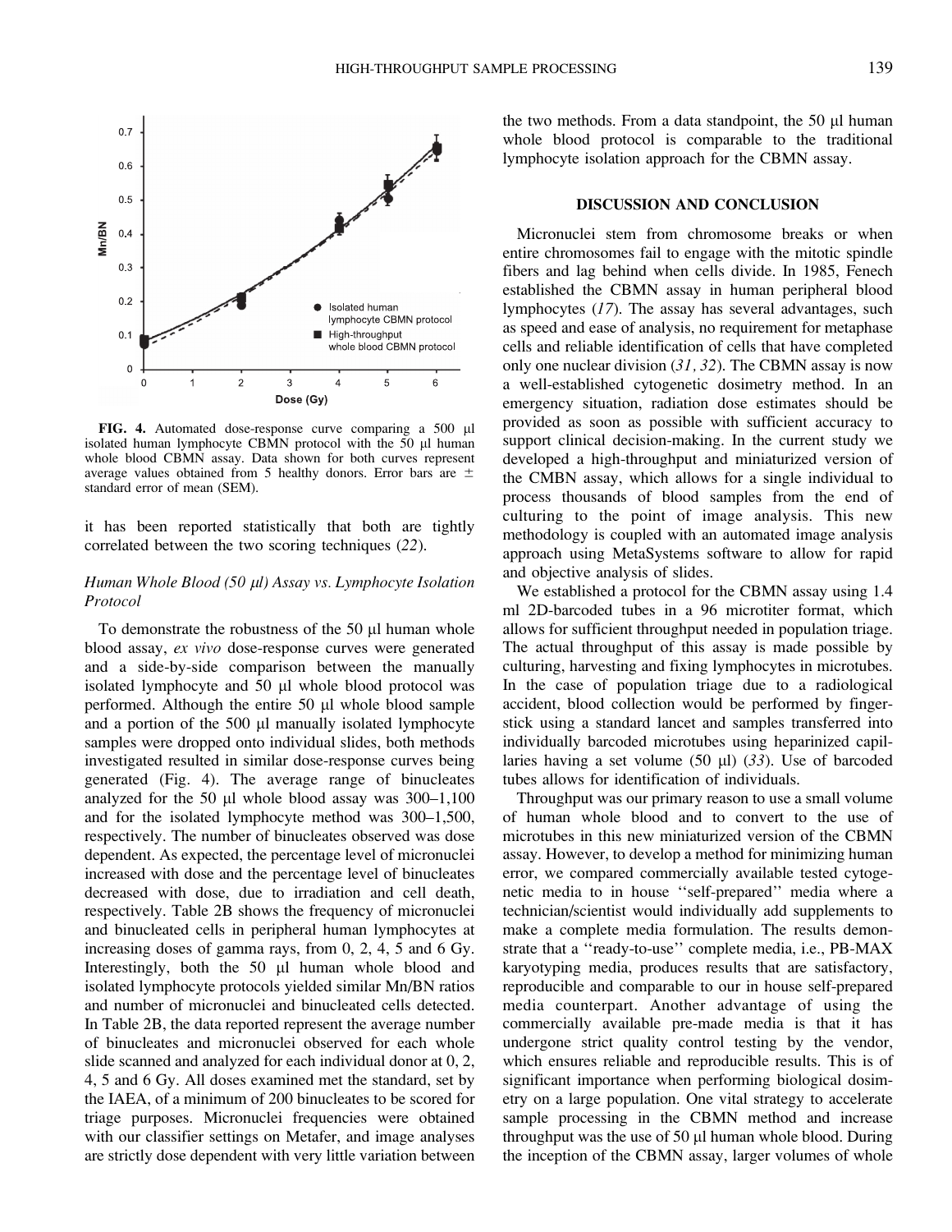FIG. 4. Automated dose-response curve comparing a 500 μl isolated human lymphocyte CBMN protocol with the 50 μl human whole blood CBMN assay. Data shown for both curves represent average values obtained from 5 healthy donors. Error bars are ± standard error of mean (SEM).

it has been reported statistically that both are tightly correlated between the two scoring techniques (*22*).

### *Human Whole Blood (50 μl) Assay vs. Lymphocyte Isolation Protocol*

To demonstrate the robustness of the 50 μl human whole blood assay, *ex vivo* dose-response curves were generated and a side-by-side comparison between the manually isolated lymphocyte and 50 μl whole blood protocol was performed. Although the entire 50 μl whole blood sample and a portion of the 500 μl manually isolated lymphocyte samples were dropped onto individual slides, both methods investigated resulted in similar dose-response curves being generated (Fig. 4). The average range of binucleates analyzed for the 50 μl whole blood assay was 300–1,100 and for the isolated lymphocyte method was 300–1,500, respectively. The number of binucleates observed was dose dependent. As expected, the percentage level of micronuclei increased with dose and the percentage level of binucleates decreased with dose, due to irradiation and cell death, respectively. Table 2B shows the frequency of micronuclei and binucleated cells in peripheral human lymphocytes at increasing doses of gamma rays, from 0, 2, 4, 5 and 6 Gy. Interestingly, both the 50 μl human whole blood and isolated lymphocyte protocols yielded similar Mn/BN ratios and number of micronuclei and binucleated cells detected. In Table 2B, the data reported represent the average number of binucleates and micronuclei observed for each whole slide scanned and analyzed for each individual donor at 0, 2, 4, 5 and 6 Gy. All doses examined met the standard, set by the IAEA, of a minimum of 200 binucleates to be scored for triage purposes. Micronuclei frequencies were obtained with our classifier settings on Metafer, and image analyses are strictly dose dependent with very little variation between the two methods. From a data standpoint, the 50 μl human whole blood protocol is comparable to the traditional lymphocyte isolation approach for the CBMN assay.

## DISCUSSION AND CONCLUSION

Micronuclei stem from chromosome breaks or when entire chromosomes fail to engage with the mitotic spindle fibers and lag behind when cells divide. In 1985, Fenech established the CBMN assay in human peripheral blood lymphocytes (*17*). The assay has several advantages, such as speed and ease of analysis, no requirement for metaphase cells and reliable identification of cells that have completed only one nuclear division (*31, 32*). The CBMN assay is now a well-established cytogenetic dosimetry method. In an emergency situation, radiation dose estimates should be provided as soon as possible with sufficient accuracy to support clinical decision-making. In the current study we developed a high-throughput and miniaturized version of the CMBN assay, which allows for a single individual to process thousands of blood samples from the end of culturing to the point of image analysis. This new methodology is coupled with an automated image analysis approach using MetaSystems software to allow for rapid and objective analysis of slides.

We established a protocol for the CBMN assay using 1.4 ml 2D-barcoded tubes in a 96 microtiter format, which allows for sufficient throughput needed in population triage. The actual throughput of this assay is made possible by culturing, harvesting and fixing lymphocytes in microtubes. In the case of population triage due to a radiological accident, blood collection would be performed by finger-stick using a standard lancet and samples transferred into individually barcoded microtubes using heparinized capillaries having a set volume (50 μl) (*33*). Use of barcoded tubes allows for identification of individuals.

Throughput was our primary reason to use a small volume of human whole blood and to convert to the use of microtubes in this new miniaturized version of the CBMN assay. However, to develop a method for minimizing human error, we compared commercially available tested cytogenetic media to in house ''self-prepared'' media where a technician/scientist would individually add supplements to make a complete media formulation. The results demonstrate that a ''ready-to-use'' complete media, i.e., PB-MAX karyotyping media, produces results that are satisfactory, reproducible and comparable to our in house self-prepared media counterpart. Another advantage of using the commercially available pre-made media is that it has undergone strict quality control testing by the vendor, which ensures reliable and reproducible results. This is of significant importance when performing biological dosimetry on a large population. One vital strategy to accelerate sample processing in the CBMN method and increase throughput was the use of 50 μl human whole blood. During the inception of the CBMN assay, larger volumes of whole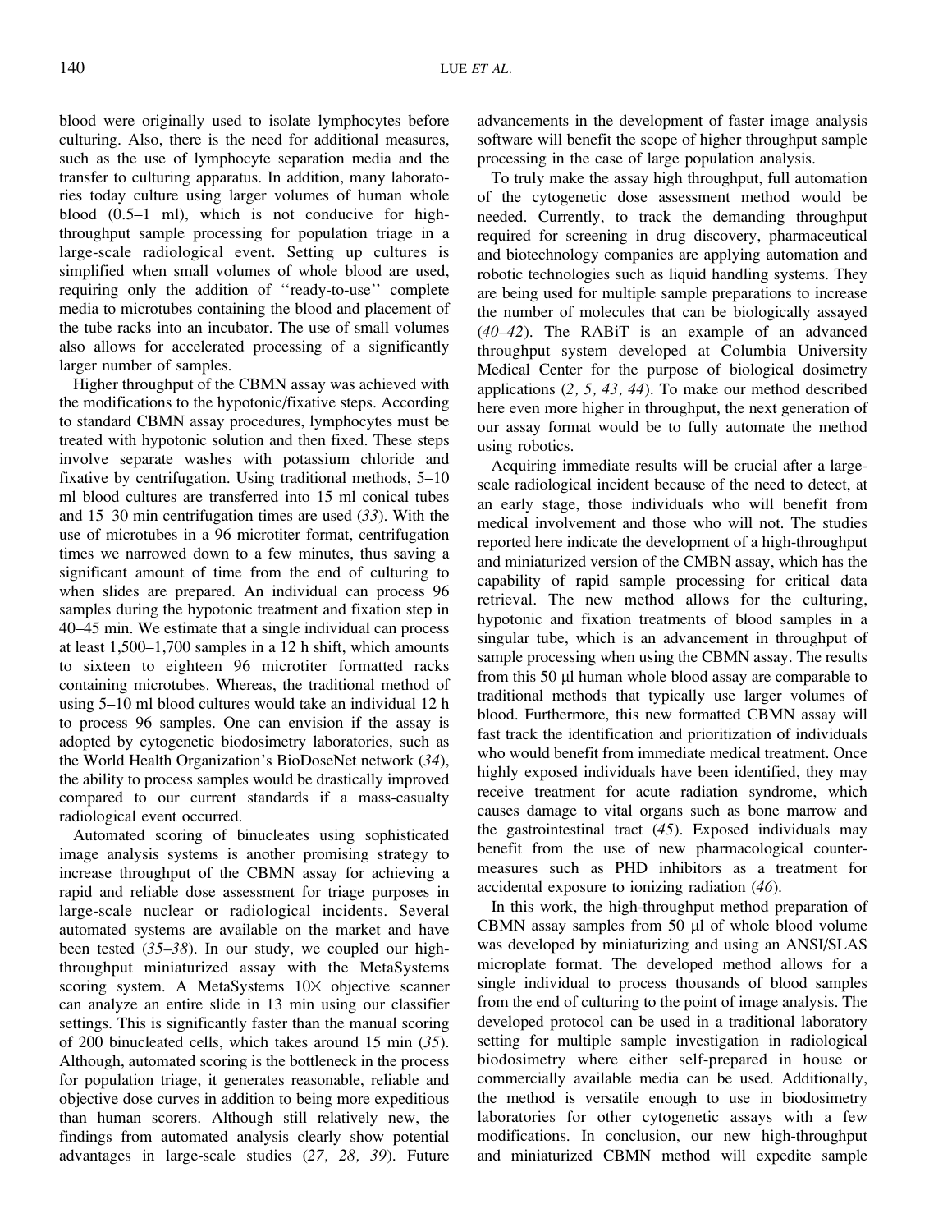blood were originally used to isolate lymphocytes before culturing. Also, there is the need for additional measures, such as the use of lymphocyte separation media and the transfer to culturing apparatus. In addition, many laboratories today culture using larger volumes of human whole blood (0.5–1 ml), which is not conducive for high-throughput sample processing for population triage in a large-scale radiological event. Setting up cultures is simplified when small volumes of whole blood are used, requiring only the addition of ''ready-to-use'' complete media to microtubes containing the blood and placement of the tube racks into an incubator. The use of small volumes also allows for accelerated processing of a significantly larger number of samples.

Higher throughput of the CBMN assay was achieved with the modifications to the hypotonic/fixative steps. According to standard CBMN assay procedures, lymphocytes must be treated with hypotonic solution and then fixed. These steps involve separate washes with potassium chloride and fixative by centrifugation. Using traditional methods, 5–10 ml blood cultures are transferred into 15 ml conical tubes and 15–30 min centrifugation times are used (*33*). With the use of microtubes in a 96 microtiter format, centrifugation times we narrowed down to a few minutes, thus saving a significant amount of time from the end of culturing to when slides are prepared. An individual can process 96 samples during the hypotonic treatment and fixation step in 40–45 min. We estimate that a single individual can process at least 1,500–1,700 samples in a 12 h shift, which amounts to sixteen to eighteen 96 microtiter formatted racks containing microtubes. Whereas, the traditional method of using 5–10 ml blood cultures would take an individual 12 h to process 96 samples. One can envision if the assay is adopted by cytogenetic biodosimetry laboratories, such as the World Health Organization's BioDoseNet network (*34*), the ability to process samples would be drastically improved compared to our current standards if a mass-casualty radiological event occurred.

Automated scoring of binucleates using sophisticated image analysis systems is another promising strategy to increase throughput of the CBMN assay for achieving a rapid and reliable dose assessment for triage purposes in large-scale nuclear or radiological incidents. Several automated systems are available on the market and have been tested (*35–38*). In our study, we coupled our high-throughput miniaturized assay with the MetaSystems scoring system. A MetaSystems 10× objective scanner can analyze an entire slide in 13 min using our classifier settings. This is significantly faster than the manual scoring of 200 binucleated cells, which takes around 15 min (*35*). Although, automated scoring is the bottleneck in the process for population triage, it generates reasonable, reliable and objective dose curves in addition to being more expeditious than human scorers. Although still relatively new, the findings from automated analysis clearly show potential advantages in large-scale studies (*27, 28, 39*). Future advancements in the development of faster image analysis software will benefit the scope of higher throughput sample processing in the case of large population analysis.

To truly make the assay high throughput, full automation of the cytogenetic dose assessment method would be needed. Currently, to track the demanding throughput required for screening in drug discovery, pharmaceutical and biotechnology companies are applying automation and robotic technologies such as liquid handling systems. They are being used for multiple sample preparations to increase the number of molecules that can be biologically assayed (*40–42*). The RABiT is an example of an advanced throughput system developed at Columbia University Medical Center for the purpose of biological dosimetry applications (*2, 5, 43, 44*). To make our method described here even more higher in throughput, the next generation of our assay format would be to fully automate the method using robotics.

Acquiring immediate results will be crucial after a large-scale radiological incident because of the need to detect, at an early stage, those individuals who will benefit from medical involvement and those who will not. The studies reported here indicate the development of a high-throughput and miniaturized version of the CMBN assay, which has the capability of rapid sample processing for critical data retrieval. The new method allows for the culturing, hypotonic and fixation treatments of blood samples in a singular tube, which is an advancement in throughput of sample processing when using the CBMN assay. The results from this 50 μl human whole blood assay are comparable to traditional methods that typically use larger volumes of blood. Furthermore, this new formatted CBMN assay will fast track the identification and prioritization of individuals who would benefit from immediate medical treatment. Once highly exposed individuals have been identified, they may receive treatment for acute radiation syndrome, which causes damage to vital organs such as bone marrow and the gastrointestinal tract (*45*). Exposed individuals may benefit from the use of new pharmacological countermeasures such as PHD inhibitors as a treatment for accidental exposure to ionizing radiation (*46*).

In this work, the high-throughput method preparation of CBMN assay samples from 50 μl of whole blood volume was developed by miniaturizing and using an ANSI/SLAS microplate format. The developed method allows for a single individual to process thousands of blood samples from the end of culturing to the point of image analysis. The developed protocol can be used in a traditional laboratory setting for multiple sample investigation in radiological biodosimetry where either self-prepared in house or commercially available media can be used. Additionally, the method is versatile enough to use in biodosimetry laboratories for other cytogenetic assays with a few modifications. In conclusion, our new high-throughput and miniaturized CBMN method will expedite sample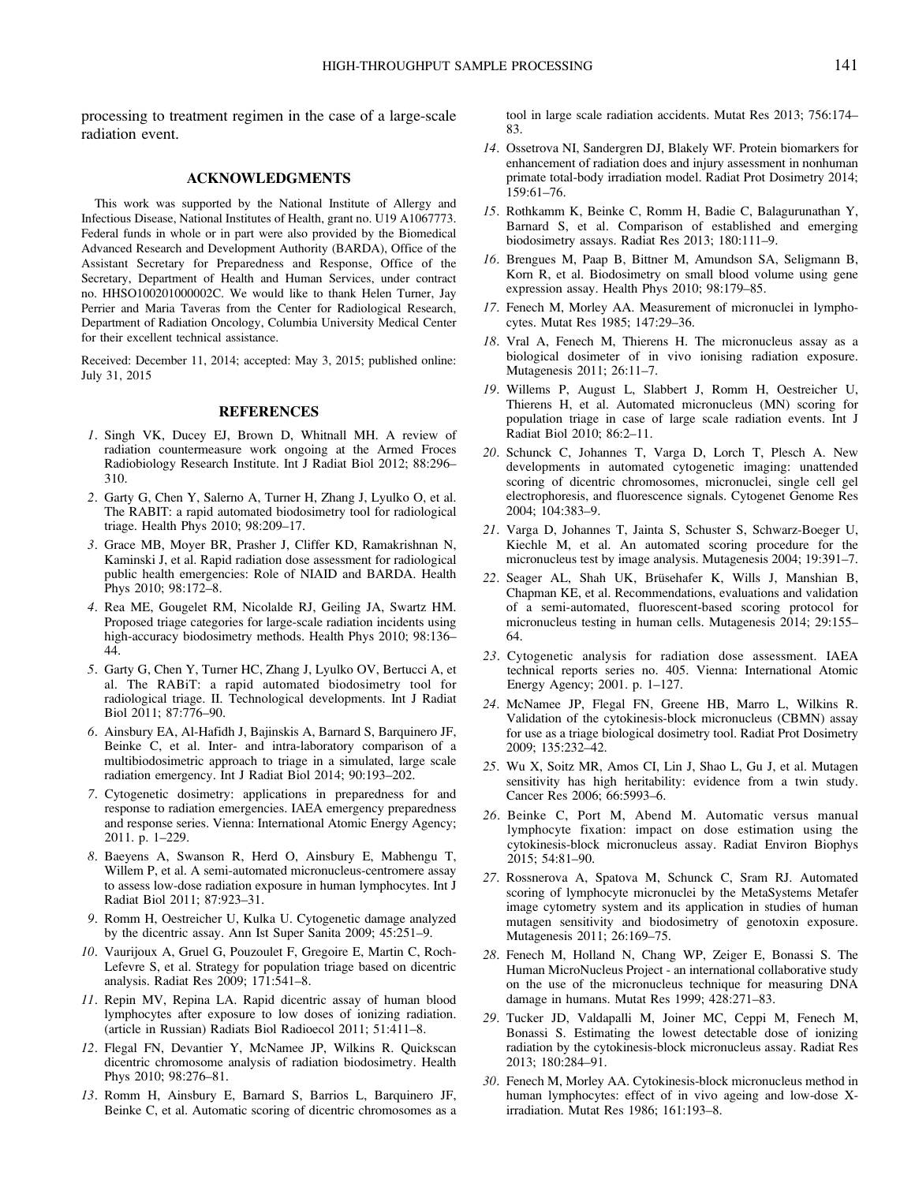processing to treatment regimen in the case of a large-scale radiation event.

## ACKNOWLEDGMENTS

This work was supported by the National Institute of Allergy and Infectious Disease, National Institutes of Health, grant no. U19 A1067773. Federal funds in whole or in part were also provided by the Biomedical Advanced Research and Development Authority (BARDA), Office of the Assistant Secretary for Preparedness and Response, Office of the Secretary, Department of Health and Human Services, under contract no. HHSO100201000002C. We would like to thank Helen Turner, Jay Perrier and Maria Taveras from the Center for Radiological Research, Department of Radiation Oncology, Columbia University Medical Center for their excellent technical assistance.

Received: December 11, 2014; accepted: May 3, 2015; published online: July 31, 2015

## REFERENCES

1. Singh VK, Ducey EJ, Brown D, Whitnall MH. A review of radiation countermeasure work ongoing at the Armed Froces Radiobiology Research Institute. Int J Radiat Biol 2012; 88:296–310.
2. Garty G, Chen Y, Salerno A, Turner H, Zhang J, Lyulko O, et al. The RABIT: a rapid automated biodosimetry tool for radiological triage. Health Phys 2010; 98:209–17.
3. Grace MB, Moyer BR, Prasher J, Cliffer KD, Ramakrishnan N, Kaminski J, et al. Rapid radiation dose assessment for radiological public health emergencies: Role of NIAID and BARDA. Health Phys 2010; 98:172–8.
4. Rea ME, Gougelet RM, Nicolalde RJ, Geiling JA, Swartz HM. Proposed triage categories for large-scale radiation incidents using high-accuracy biodosimetry methods. Health Phys 2010; 98:136–44.
5. Garty G, Chen Y, Turner HC, Zhang J, Lyulko OV, Bertucci A, et al. The RABiT: a rapid automated biodosimetry tool for radiological triage. II. Technological developments. Int J Radiat Biol 2011; 87:776–90.
6. Ainsbury EA, Al-Hafidh J, Bajinskis A, Barnard S, Barquinero JF, Beinke C, et al. Inter- and intra-laboratory comparison of a multibiodosimetric approach to triage in a simulated, large scale radiation emergency. Int J Radiat Biol 2014; 90:193–202.
7. Cytogenetic dosimetry: applications in preparedness for and response to radiation emergencies. IAEA emergency preparedness and response series. Vienna: International Atomic Energy Agency; 2011. p. 1–229.
8. Baeyens A, Swanson R, Herd O, Ainsbury E, Mabhengu T, Willem P, et al. A semi-automated micronucleus-centromere assay to assess low-dose radiation exposure in human lymphocytes. Int J Radiat Biol 2011; 87:923–31.
9. Romm H, Oestreicher U, Kulka U. Cytogenetic damage analyzed by the dicentric assay. Ann Ist Super Sanita 2009; 45:251–9.
10. Vaurijoux A, Gruel G, Pouzoulet F, Gregoire E, Martin C, Roch-Lefevre S, et al. Strategy for population triage based on dicentric analysis. Radiat Res 2009; 171:541–8.
11. Repin MV, Repina LA. Rapid dicentric assay of human blood lymphocytes after exposure to low doses of ionizing radiation. (article in Russian) Radiats Biol Radioecol 2011; 51:411–8.
12. Flegal FN, Devantier Y, McNamee JP, Wilkins R. Quickscan dicentric chromosome analysis of radiation biodosimetry. Health Phys 2010; 98:276–81.
13. Romm H, Ainsbury E, Barnard S, Barrios L, Barquinero JF, Beinke C, et al. Automatic scoring of dicentric chromosomes as a tool in large scale radiation accidents. Mutat Res 2013; 756:174–83.
14. Ossetrova NI, Sandergren DJ, Blakely WF. Protein biomarkers for enhancement of radiation does and injury assessment in nonhuman primate total-body irradiation model. Radiat Prot Dosimetry 2014; 159:61–76.
15. Rothkamm K, Beinke C, Romm H, Badie C, Balagurunathan Y, Barnard S, et al. Comparison of established and emerging biodosimetry assays. Radiat Res 2013; 180:111–9.
16. Brengues M, Paap B, Bittner M, Amundson SA, Seligmann B, Korn R, et al. Biodosimetry on small blood volume using gene expression assay. Health Phys 2010; 98:179–85.
17. Fenech M, Morley AA. Measurement of micronuclei in lymphocytes. Mutat Res 1985; 147:29–36.
18. Vral A, Fenech M, Thierens H. The micronucleus assay as a biological dosimeter of in vivo ionising radiation exposure. Mutagenesis 2011; 26:11–7.
19. Willems P, August L, Slabbert J, Romm H, Oestreicher U, Thierens H, et al. Automated micronucleus (MN) scoring for population triage in case of large scale radiation events. Int J Radiat Biol 2010; 86:2–11.
20. Schunck C, Johannes T, Varga D, Lorch T, Plesch A. New developments in automated cytogenetic imaging: unattended scoring of dicentric chromosomes, micronuclei, single cell gel electrophoresis, and fluorescence signals. Cytogenet Genome Res 2004; 104:383–9.
21. Varga D, Johannes T, Jainta S, Schuster S, Schwarz-Boeger U, Kiechle M, et al. An automated scoring procedure for the micronucleus test by image analysis. Mutagenesis 2004; 19:391–7.
22. Seager AL, Shah UK, Brüsehafer K, Wills J, Manshian B, Chapman KE, et al. Recommendations, evaluations and validation of a semi-automated, fluorescent-based scoring protocol for micronucleus testing in human cells. Mutagenesis 2014; 29:155–64.
23. Cytogenetic analysis for radiation dose assessment. IAEA technical reports series no. 405. Vienna: International Atomic Energy Agency; 2001. p. 1–127.
24. McNamee JP, Flegal FN, Greene HB, Marro L, Wilkins R. Validation of the cytokinesis-block micronucleus (CBMN) assay for use as a triage biological dosimetry tool. Radiat Prot Dosimetry 2009; 135:232–42.
25. Wu X, Soitz MR, Amos CI, Lin J, Shao L, Gu J, et al. Mutagen sensitivity has high heritability: evidence from a twin study. Cancer Res 2006; 66:5993–6.
26. Beinke C, Port M, Abend M. Automatic versus manual lymphocyte fixation: impact on dose estimation using the cytokinesis-block micronucleus assay. Radiat Environ Biophys 2015; 54:81–90.
27. Rossnerova A, Spatova M, Schunck C, Sram RJ. Automated scoring of lymphocyte micronuclei by the MetaSystems Metafer image cytometry system and its application in studies of human mutagen sensitivity and biodosimetry of genotoxin exposure. Mutagenesis 2011; 26:169–75.
28. Fenech M, Holland N, Chang WP, Zeiger E, Bonassi S. The Human MicroNucleus Project - an international collaborative study on the use of the micronucleus technique for measuring DNA damage in humans. Mutat Res 1999; 428:271–83.
29. Tucker JD, Valdapalli M, Joiner MC, Ceppi M, Fenech M, Bonassi S. Estimating the lowest detectable dose of ionizing radiation by the cytokinesis-block micronucleus assay. Radiat Res 2013; 180:284–91.
30. Fenech M, Morley AA. Cytokinesis-block micronucleus method in human lymphocytes: effect of in vivo ageing and low-dose X-irradiation. Mutat Res 1986; 161:193–8.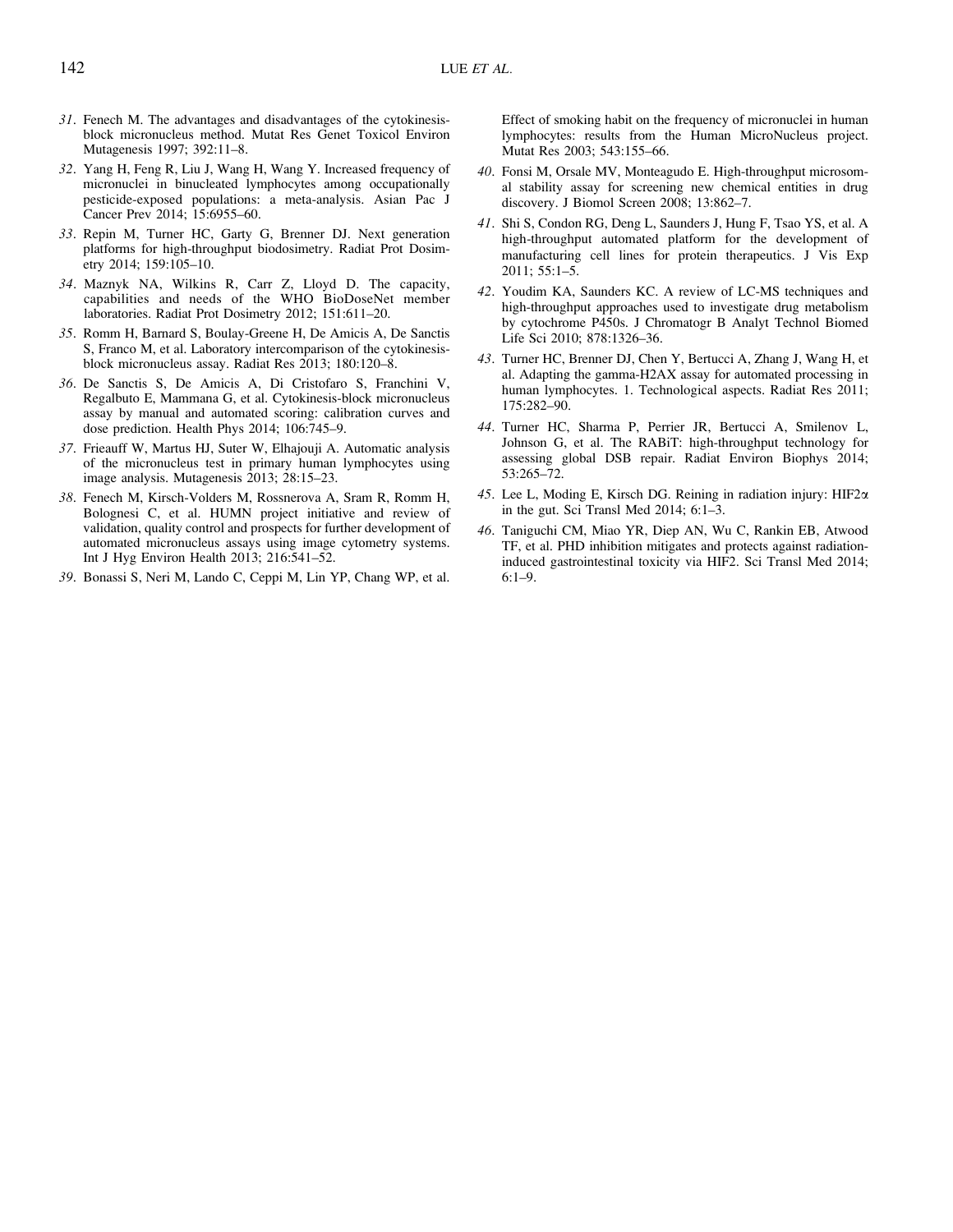31. Fenech M. The advantages and disadvantages of the cytokinesis-block micronucleus method. Mutat Res Genet Toxicol Environ Mutagenesis 1997; 392:11–8.
32. Yang H, Feng R, Liu J, Wang H, Wang Y. Increased frequency of micronuclei in binucleated lymphocytes among occupationally pesticide-exposed populations: a meta-analysis. Asian Pac J Cancer Prev 2014; 15:6955–60.
33. Repin M, Turner HC, Garty G, Brenner DJ. Next generation platforms for high-throughput biodosimetry. Radiat Prot Dosimetry 2014; 159:105–10.
34. Maznyk NA, Wilkins R, Carr Z, Lloyd D. The capacity, capabilities and needs of the WHO BioDoseNet member laboratories. Radiat Prot Dosimetry 2012; 151:611–20.
35. Romm H, Barnard S, Boulay-Greene H, De Amicis A, De Sanctis S, Franco M, et al. Laboratory intercomparison of the cytokinesis-block micronucleus assay. Radiat Res 2013; 180:120–8.
36. De Sanctis S, De Amicis A, Di Cristofaro S, Franchini V, Regalbuto E, Mammana G, et al. Cytokinesis-block micronucleus assay by manual and automated scoring: calibration curves and dose prediction. Health Phys 2014; 106:745–9.
37. Frieauff W, Martus HJ, Suter W, Elhajouji A. Automatic analysis of the micronucleus test in primary human lymphocytes using image analysis. Mutagenesis 2013; 28:15–23.
38. Fenech M, Kirsch-Volders M, Rossnerova A, Sram R, Romm H, Bolognesi C, et al. HUMN project initiative and review of validation, quality control and prospects for further development of automated micronucleus assays using image cytometry systems. Int J Hyg Environ Health 2013; 216:541–52.
39. Bonassi S, Neri M, Lando C, Ceppi M, Lin YP, Chang WP, et al. Effect of smoking habit on the frequency of micronuclei in human lymphocytes: results from the Human MicroNucleus project. Mutat Res 2003; 543:155–66.
40. Fonsi M, Orsale MV, Monteagudo E. High-throughput microsomal stability assay for screening new chemical entities in drug discovery. J Biomol Screen 2008; 13:862–7.
41. Shi S, Condon RG, Deng L, Saunders J, Hung F, Tsao YS, et al. A high-throughput automated platform for the development of manufacturing cell lines for protein therapeutics. J Vis Exp 2011; 55:1–5.
42. Youdim KA, Saunders KC. A review of LC-MS techniques and high-throughput approaches used to investigate drug metabolism by cytochrome P450s. J Chromatogr B Analyt Technol Biomed Life Sci 2010; 878:1326–36.
43. Turner HC, Brenner DJ, Chen Y, Bertucci A, Zhang J, Wang H, et al. Adapting the gamma-H2AX assay for automated processing in human lymphocytes. 1. Technological aspects. Radiat Res 2011; 175:282–90.
44. Turner HC, Sharma P, Perrier JR, Bertucci A, Smilenov L, Johnson G, et al. The RABiT: high-throughput technology for assessing global DSB repair. Radiat Environ Biophys 2014; 53:265–72.
45. Lee L, Moding E, Kirsch DG. Reining in radiation injury: HIF2α in the gut. Sci Transl Med 2014; 6:1–3.
46. Taniguchi CM, Miao YR, Diep AN, Wu C, Rankin EB, Atwood TF, et al. PHD inhibition mitigates and protects against radiation-induced gastrointestinal toxicity via HIF2. Sci Transl Med 2014; 6:1–9.